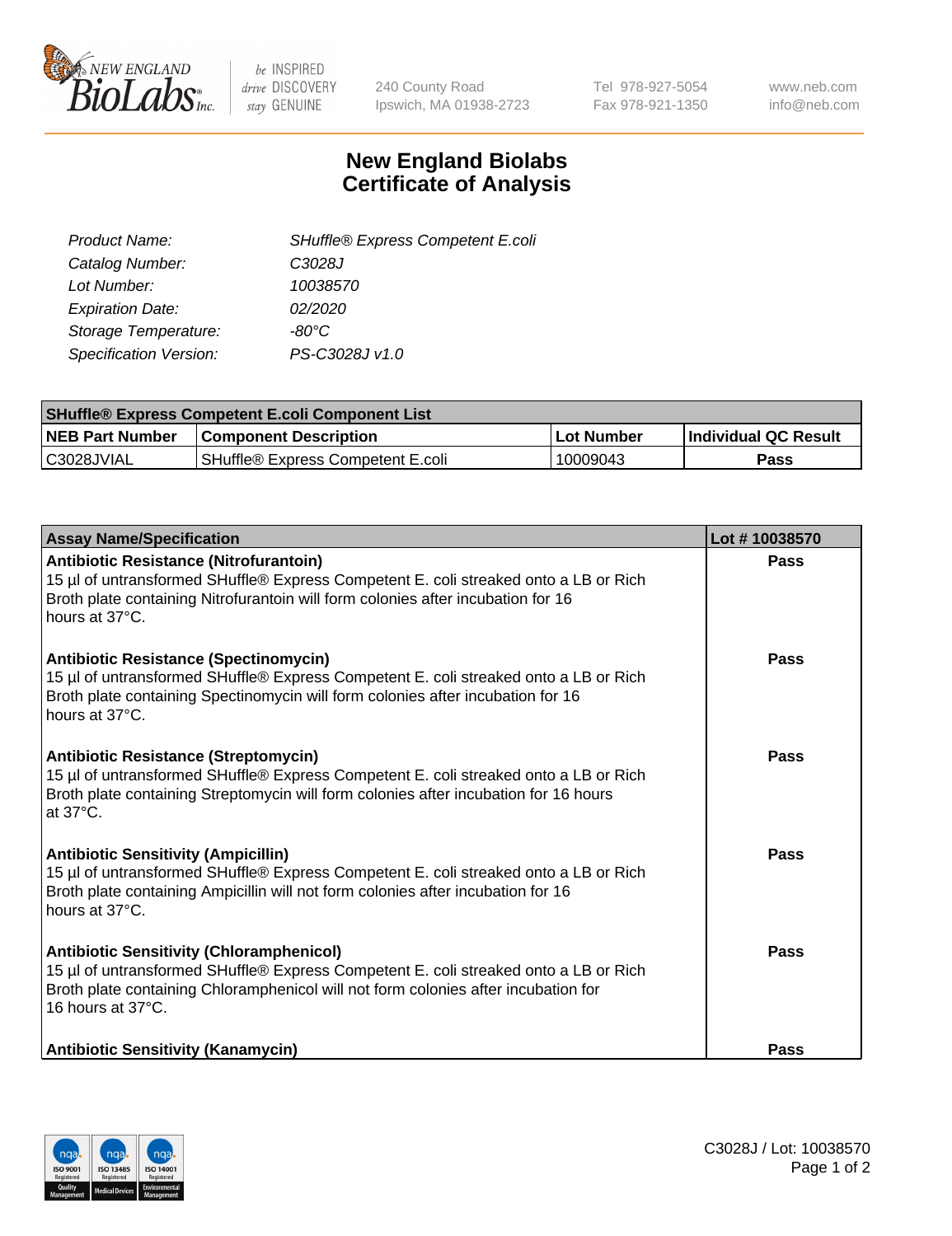240 County Road
Ipswich, MA 01938-2723

Tel 978-927-5054
Fax 978-921-1350

www.neb.com
info@neb.com

# New England Biolabs
# Certificate of Analysis

| | |
|---|---|
| *Product Name:* | *SHuffle® Express Competent E.coli* |
| *Catalog Number:* | *C3028J* |
| *Lot Number:* | *10038570* |
| *Expiration Date:* | *02/2020* |
| *Storage Temperature:* | *-80°C* |
| *Specification Version:* | *PS-C3028J v1.0* |

| **SHuffle® Express Competent E.coli Component List** | | | |
|---|---|---|---|
| **NEB Part Number** | **Component Description** | **Lot Number** | **Individual QC Result** |
| C3028JVIAL | SHuffle® Express Competent E.coli | 10009043 | **Pass** |

| **Assay Name/Specification** | **Lot # 10038570** |
|---|---|
| **Antibiotic Resistance (Nitrofurantoin)** 15 µl of untransformed SHuffle® Express Competent E. coli streaked onto a LB or Rich Broth plate containing Nitrofurantoin will form colonies after incubation for 16 hours at 37°C. | **Pass** |
| **Antibiotic Resistance (Spectinomycin)** 15 µl of untransformed SHuffle® Express Competent E. coli streaked onto a LB or Rich Broth plate containing Spectinomycin will form colonies after incubation for 16 hours at 37°C. | **Pass** |
| **Antibiotic Resistance (Streptomycin)** 15 µl of untransformed SHuffle® Express Competent E. coli streaked onto a LB or Rich Broth plate containing Streptomycin will form colonies after incubation for 16 hours at 37°C. | **Pass** |
| **Antibiotic Sensitivity (Ampicillin)** 15 µl of untransformed SHuffle® Express Competent E. coli streaked onto a LB or Rich Broth plate containing Ampicillin will not form colonies after incubation for 16 hours at 37°C. | **Pass** |
| **Antibiotic Sensitivity (Chloramphenicol)** 15 µl of untransformed SHuffle® Express Competent E. coli streaked onto a LB or Rich Broth plate containing Chloramphenicol will not form colonies after incubation for 16 hours at 37°C. | **Pass** |
| **Antibiotic Sensitivity (Kanamycin)** | **Pass** |

C3028J / Lot: 10038570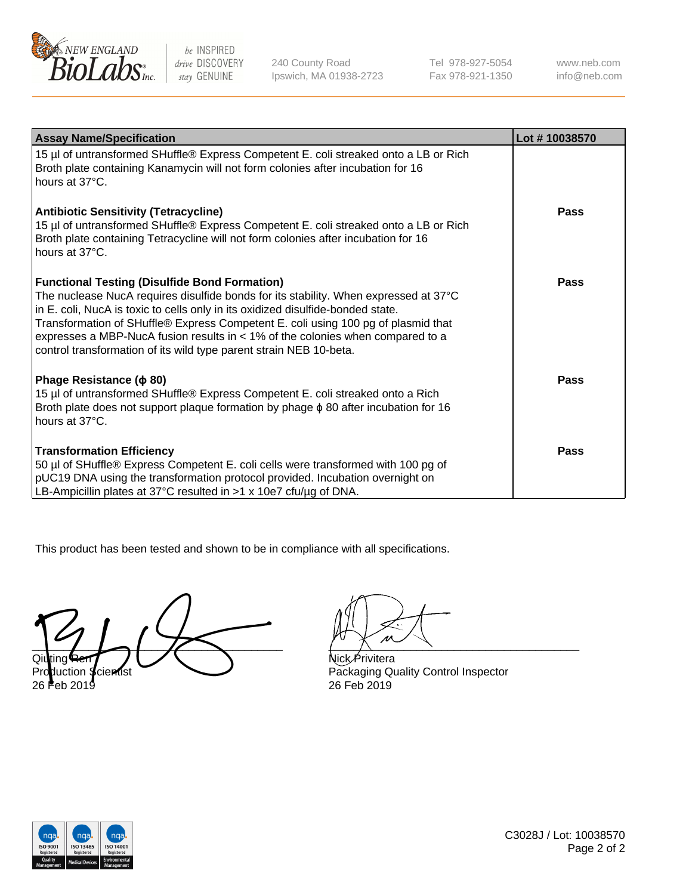| Assay Name/Specification | Lot # 10038570 |
| --- | --- |
| 15 µl of untransformed SHuffle® Express Competent E. coli streaked onto a LB or Rich Broth plate containing Kanamycin will not form colonies after incubation for 16 hours at 37°C. | |
| **Antibiotic Sensitivity (Tetracycline)**<br>15 µl of untransformed SHuffle® Express Competent E. coli streaked onto a LB or Rich Broth plate containing Tetracycline will not form colonies after incubation for 16 hours at 37°C. | **Pass** |
| **Functional Testing (Disulfide Bond Formation)**<br>The nuclease NucA requires disulfide bonds for its stability. When expressed at 37°C in E. coli, NucA is toxic to cells only in its oxidized disulfide-bonded state. Transformation of SHuffle® Express Competent E. coli using 100 pg of plasmid that expresses a MBP-NucA fusion results in < 1% of the colonies when compared to a control transformation of its wild type parent strain NEB 10-beta. | **Pass** |
| **Phage Resistance (ϕ 80)**<br>15 µl of untransformed SHuffle® Express Competent E. coli streaked onto a Rich Broth plate does not support plaque formation by phage ϕ 80 after incubation for 16 hours at 37°C. | **Pass** |
| **Transformation Efficiency**<br>50 µl of SHuffle® Express Competent E. coli cells were transformed with 100 pg of pUC19 DNA using the transformation protocol provided. Incubation overnight on LB-Ampicillin plates at 37°C resulted in >1 x 10e7 cfu/µg of DNA. | **Pass** |

This product has been tested and shown to be in compliance with all specifications.

Qiuting Ren
Production Scientist
26 Feb 2019

Nick Privitera
Packaging Quality Control Inspector
26 Feb 2019

C3028J / Lot: 10038570